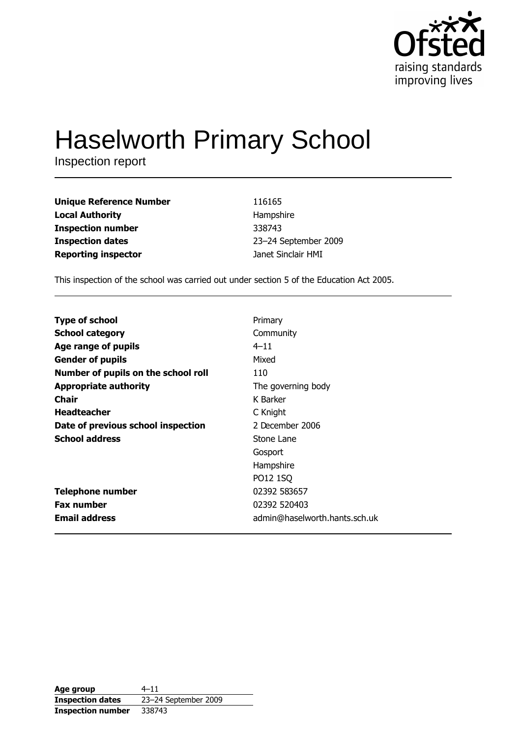# Haselworth Primary School

Inspection report

| | |
|---|---|
| **Unique Reference Number** | 116165 |
| **Local Authority** | Hampshire |
| **Inspection number** | 338743 |
| **Inspection dates** | 23–24 September 2009 |
| **Reporting inspector** | Janet Sinclair HMI |

This inspection of the school was carried out under section 5 of the Education Act 2005.

| | |
|---|---|
| **Type of school** | Primary |
| **School category** | Community |
| **Age range of pupils** | 4–11 |
| **Gender of pupils** | Mixed |
| **Number of pupils on the school roll** | 110 |
| **Appropriate authority** | The governing body |
| **Chair** | K Barker |
| **Headteacher** | C Knight |
| **Date of previous school inspection** | 2 December 2006 |
| **School address** | Stone Lane<br>Gosport<br>Hampshire<br>PO12 1SQ |
| **Telephone number** | 02392 583657 |
| **Fax number** | 02392 520403 |
| **Email address** | admin@haselworth.hants.sch.uk |

| | |
|---|---|
| **Age group** | 4–11 |
| **Inspection dates** | 23–24 September 2009 |
| **Inspection number** | 338743 |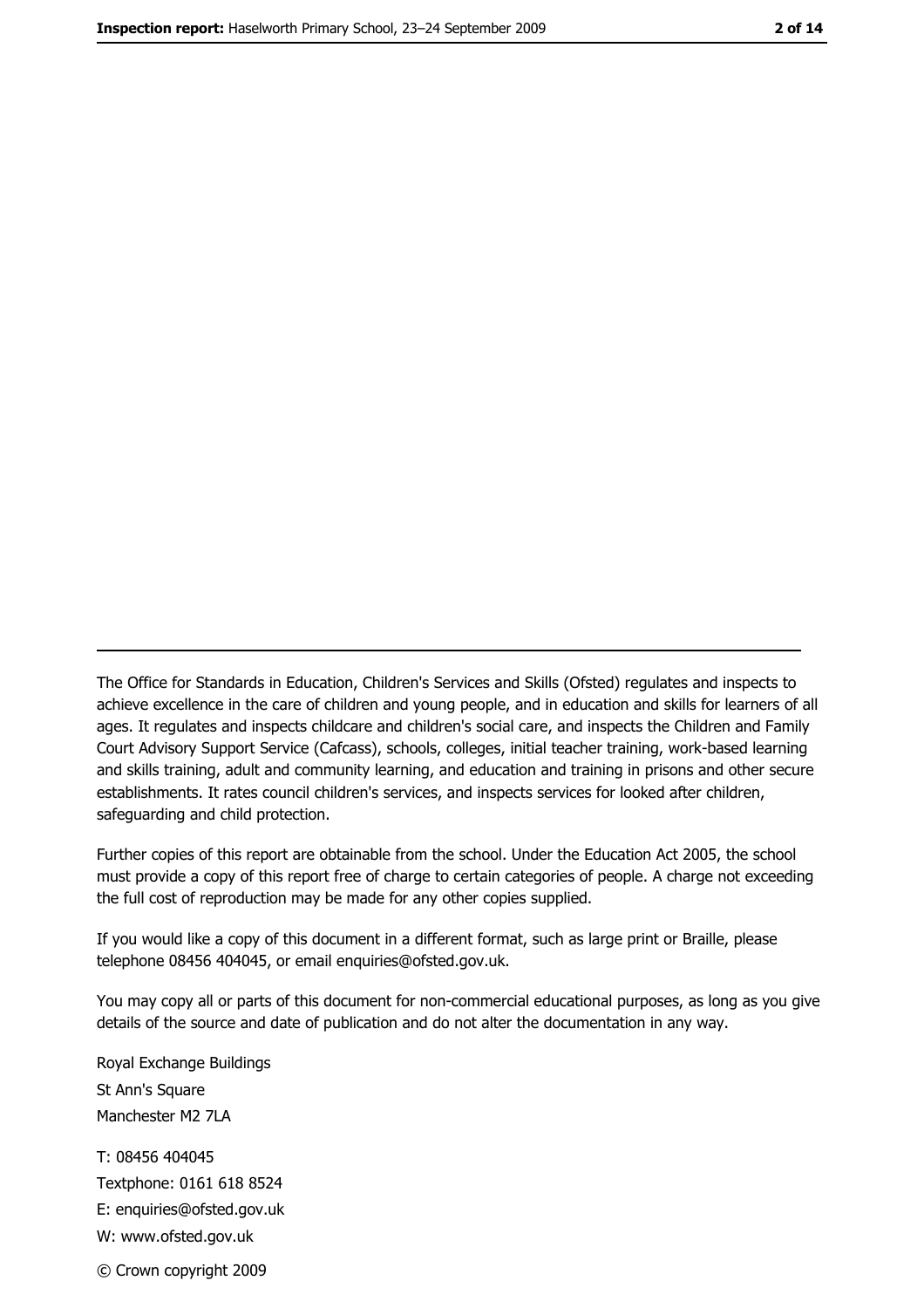---

The Office for Standards in Education, Children's Services and Skills (Ofsted) regulates and inspects to achieve excellence in the care of children and young people, and in education and skills for learners of all ages. It regulates and inspects childcare and children's social care, and inspects the Children and Family Court Advisory Support Service (Cafcass), schools, colleges, initial teacher training, work-based learning and skills training, adult and community learning, and education and training in prisons and other secure establishments. It rates council children's services, and inspects services for looked after children, safeguarding and child protection.

Further copies of this report are obtainable from the school. Under the Education Act 2005, the school must provide a copy of this report free of charge to certain categories of people. A charge not exceeding the full cost of reproduction may be made for any other copies supplied.

If you would like a copy of this document in a different format, such as large print or Braille, please telephone 08456 404045, or email enquiries@ofsted.gov.uk.

You may copy all or parts of this document for non-commercial educational purposes, as long as you give details of the source and date of publication and do not alter the documentation in any way.

Royal Exchange Buildings
St Ann's Square
Manchester M2 7LA

T: 08456 404045
Textphone: 0161 618 8524
E: enquiries@ofsted.gov.uk
W: www.ofsted.gov.uk

© Crown copyright 2009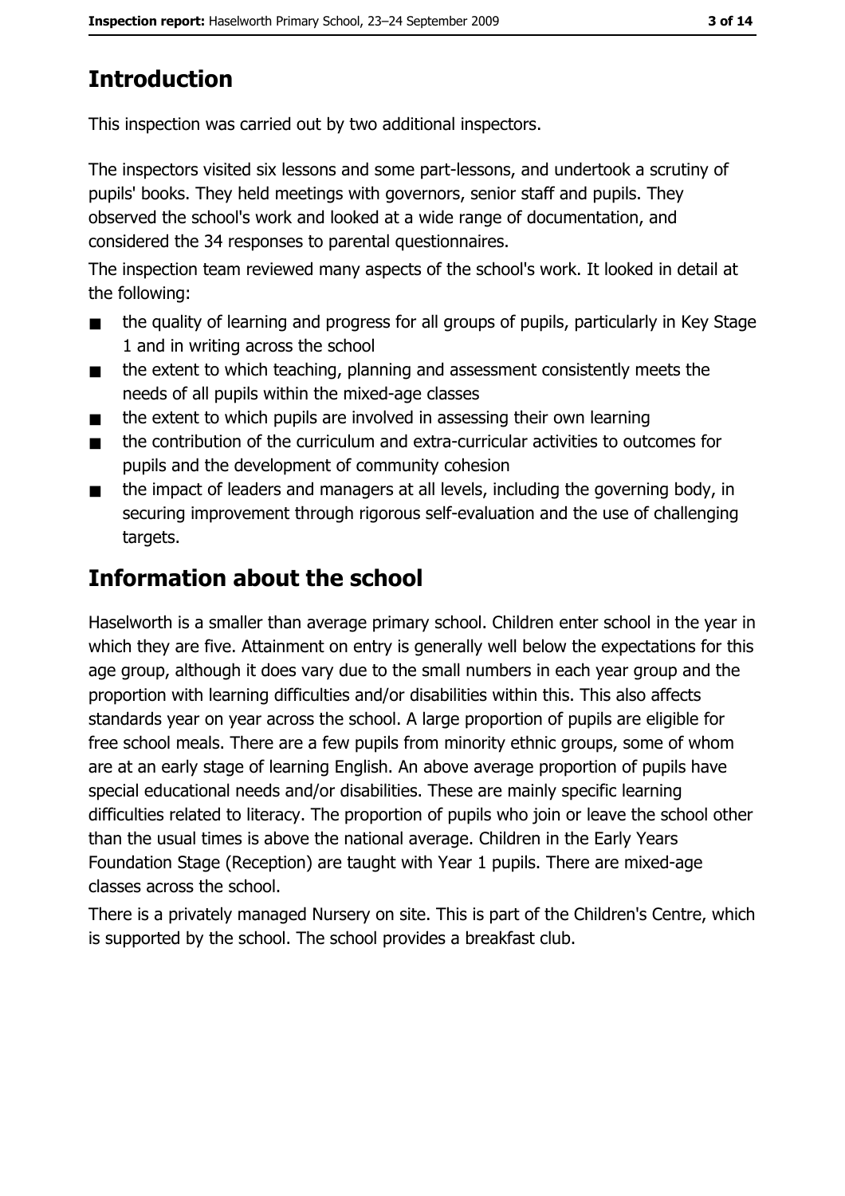## Introduction

This inspection was carried out by two additional inspectors.

The inspectors visited six lessons and some part-lessons, and undertook a scrutiny of pupils' books. They held meetings with governors, senior staff and pupils. They observed the school's work and looked at a wide range of documentation, and considered the 34 responses to parental questionnaires.

The inspection team reviewed many aspects of the school's work. It looked in detail at the following:

- the quality of learning and progress for all groups of pupils, particularly in Key Stage 1 and in writing across the school
- the extent to which teaching, planning and assessment consistently meets the needs of all pupils within the mixed-age classes
- the extent to which pupils are involved in assessing their own learning
- the contribution of the curriculum and extra-curricular activities to outcomes for pupils and the development of community cohesion
- the impact of leaders and managers at all levels, including the governing body, in securing improvement through rigorous self-evaluation and the use of challenging targets.

## Information about the school

Haselworth is a smaller than average primary school. Children enter school in the year in which they are five. Attainment on entry is generally well below the expectations for this age group, although it does vary due to the small numbers in each year group and the proportion with learning difficulties and/or disabilities within this. This also affects standards year on year across the school. A large proportion of pupils are eligible for free school meals. There are a few pupils from minority ethnic groups, some of whom are at an early stage of learning English. An above average proportion of pupils have special educational needs and/or disabilities. These are mainly specific learning difficulties related to literacy. The proportion of pupils who join or leave the school other than the usual times is above the national average. Children in the Early Years Foundation Stage (Reception) are taught with Year 1 pupils. There are mixed-age classes across the school.

There is a privately managed Nursery on site. This is part of the Children's Centre, which is supported by the school. The school provides a breakfast club.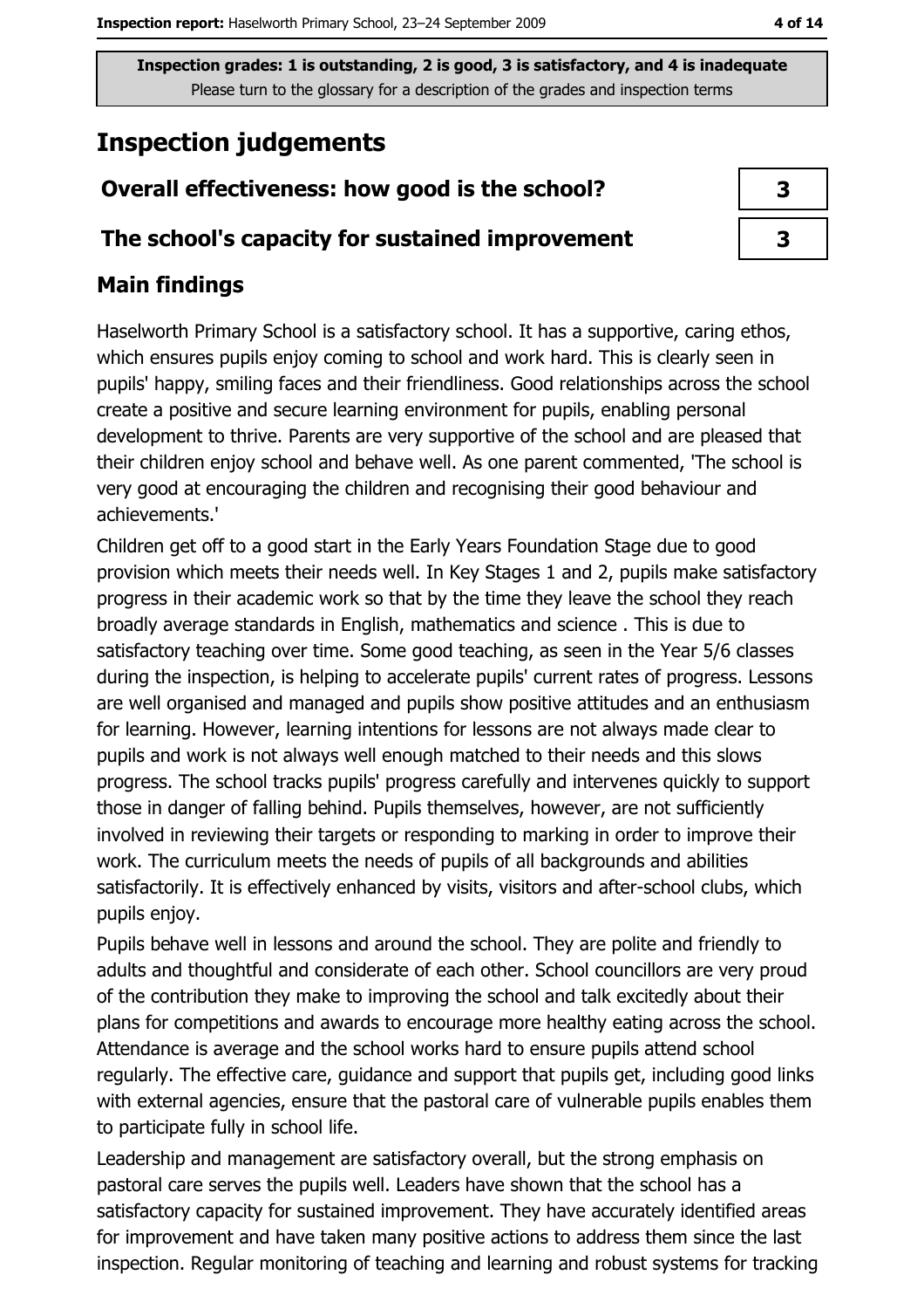Inspection grades: 1 is outstanding, 2 is good, 3 is satisfactory, and 4 is inadequate
Please turn to the glossary for a description of the grades and inspection terms

# Inspection judgements

| | |
|---|---|
| **Overall effectiveness: how good is the school?** | **3** |
| **The school's capacity for sustained improvement** | **3** |

## Main findings

Haselworth Primary School is a satisfactory school. It has a supportive, caring ethos, which ensures pupils enjoy coming to school and work hard. This is clearly seen in pupils' happy, smiling faces and their friendliness. Good relationships across the school create a positive and secure learning environment for pupils, enabling personal development to thrive. Parents are very supportive of the school and are pleased that their children enjoy school and behave well. As one parent commented, 'The school is very good at encouraging the children and recognising their good behaviour and achievements.'

Children get off to a good start in the Early Years Foundation Stage due to good provision which meets their needs well. In Key Stages 1 and 2, pupils make satisfactory progress in their academic work so that by the time they leave the school they reach broadly average standards in English, mathematics and science . This is due to satisfactory teaching over time. Some good teaching, as seen in the Year 5/6 classes during the inspection, is helping to accelerate pupils' current rates of progress. Lessons are well organised and managed and pupils show positive attitudes and an enthusiasm for learning. However, learning intentions for lessons are not always made clear to pupils and work is not always well enough matched to their needs and this slows progress. The school tracks pupils' progress carefully and intervenes quickly to support those in danger of falling behind. Pupils themselves, however, are not sufficiently involved in reviewing their targets or responding to marking in order to improve their work. The curriculum meets the needs of pupils of all backgrounds and abilities satisfactorily. It is effectively enhanced by visits, visitors and after-school clubs, which pupils enjoy.

Pupils behave well in lessons and around the school. They are polite and friendly to adults and thoughtful and considerate of each other. School councillors are very proud of the contribution they make to improving the school and talk excitedly about their plans for competitions and awards to encourage more healthy eating across the school. Attendance is average and the school works hard to ensure pupils attend school regularly. The effective care, guidance and support that pupils get, including good links with external agencies, ensure that the pastoral care of vulnerable pupils enables them to participate fully in school life.

Leadership and management are satisfactory overall, but the strong emphasis on pastoral care serves the pupils well. Leaders have shown that the school has a satisfactory capacity for sustained improvement. They have accurately identified areas for improvement and have taken many positive actions to address them since the last inspection. Regular monitoring of teaching and learning and robust systems for tracking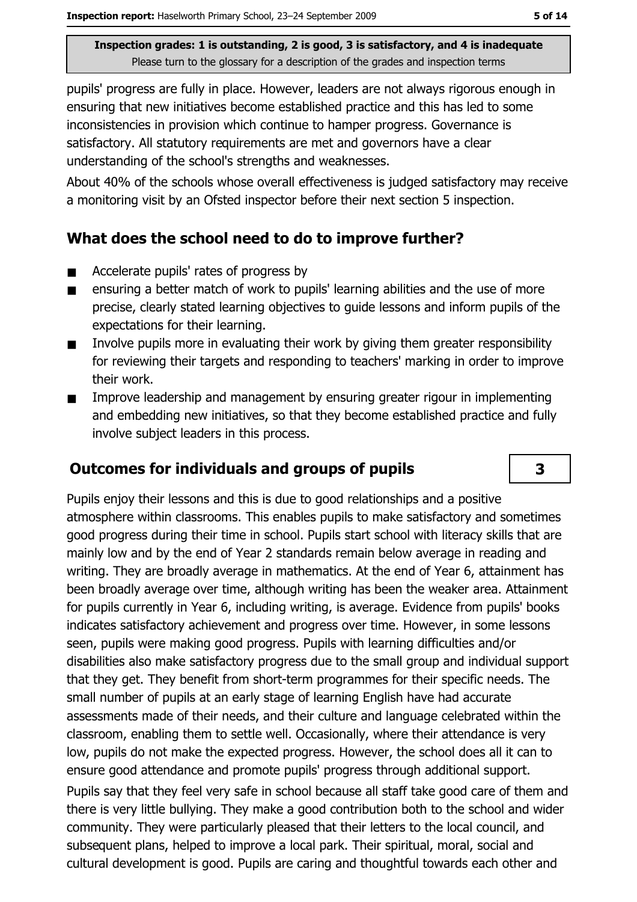**Inspection grades: 1 is outstanding, 2 is good, 3 is satisfactory, and 4 is inadequate**
Please turn to the glossary for a description of the grades and inspection terms

pupils' progress are fully in place. However, leaders are not always rigorous enough in ensuring that new initiatives become established practice and this has led to some inconsistencies in provision which continue to hamper progress. Governance is satisfactory. All statutory requirements are met and governors have a clear understanding of the school's strengths and weaknesses.

About 40% of the schools whose overall effectiveness is judged satisfactory may receive a monitoring visit by an Ofsted inspector before their next section 5 inspection.

## What does the school need to do to improve further?

- Accelerate pupils' rates of progress by
- ensuring a better match of work to pupils' learning abilities and the use of more precise, clearly stated learning objectives to guide lessons and inform pupils of the expectations for their learning.
- Involve pupils more in evaluating their work by giving them greater responsibility for reviewing their targets and responding to teachers' marking in order to improve their work.
- Improve leadership and management by ensuring greater rigour in implementing and embedding new initiatives, so that they become established practice and fully involve subject leaders in this process.

## Outcomes for individuals and groups of pupils

**3**

Pupils enjoy their lessons and this is due to good relationships and a positive atmosphere within classrooms. This enables pupils to make satisfactory and sometimes good progress during their time in school. Pupils start school with literacy skills that are mainly low and by the end of Year 2 standards remain below average in reading and writing. They are broadly average in mathematics. At the end of Year 6, attainment has been broadly average over time, although writing has been the weaker area. Attainment for pupils currently in Year 6, including writing, is average. Evidence from pupils' books indicates satisfactory achievement and progress over time. However, in some lessons seen, pupils were making good progress. Pupils with learning difficulties and/or disabilities also make satisfactory progress due to the small group and individual support that they get. They benefit from short-term programmes for their specific needs. The small number of pupils at an early stage of learning English have had accurate assessments made of their needs, and their culture and language celebrated within the classroom, enabling them to settle well. Occasionally, where their attendance is very low, pupils do not make the expected progress. However, the school does all it can to ensure good attendance and promote pupils' progress through additional support.

Pupils say that they feel very safe in school because all staff take good care of them and there is very little bullying. They make a good contribution both to the school and wider community. They were particularly pleased that their letters to the local council, and subsequent plans, helped to improve a local park. Their spiritual, moral, social and cultural development is good. Pupils are caring and thoughtful towards each other and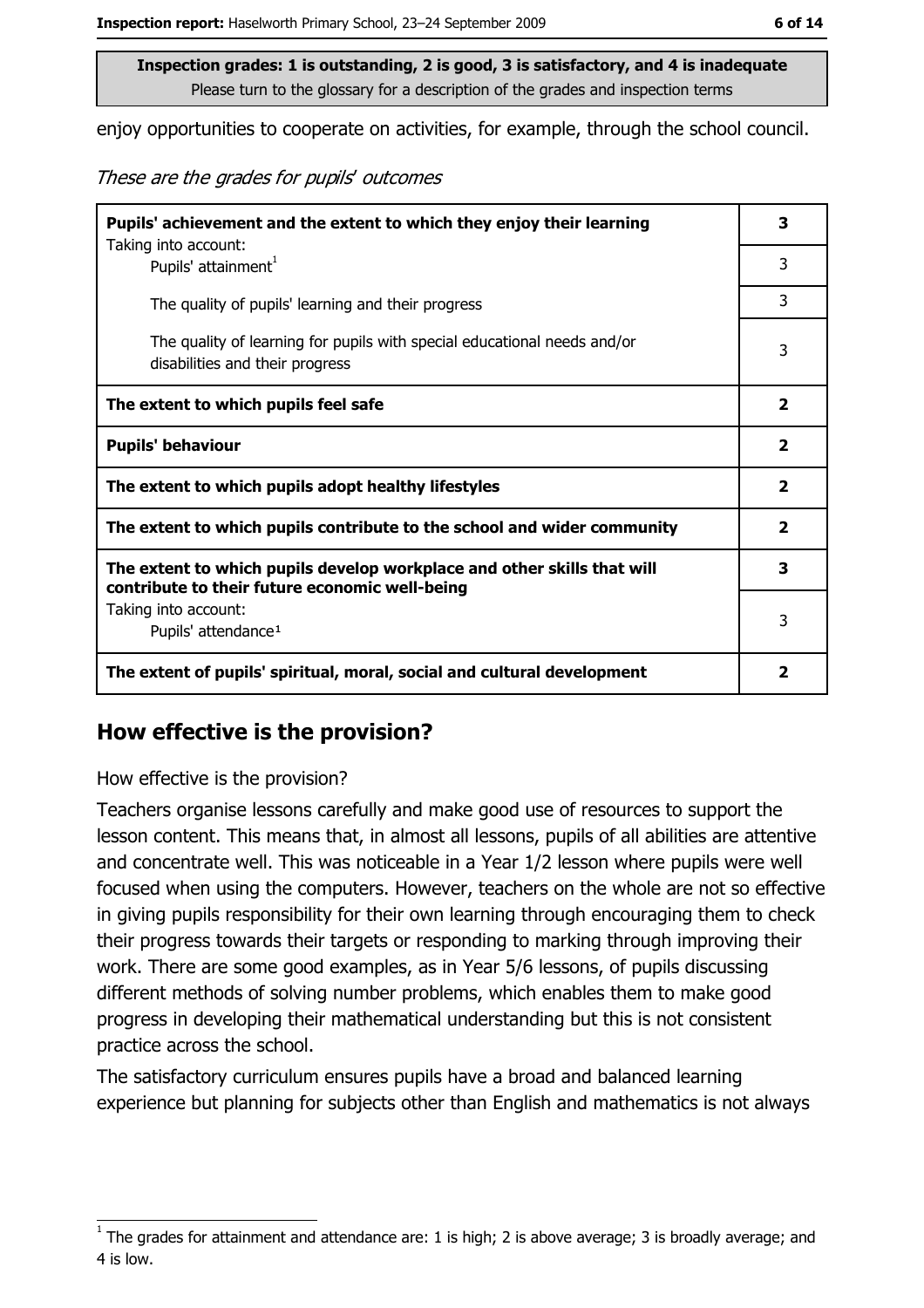**Inspection grades: 1 is outstanding, 2 is good, 3 is satisfactory, and 4 is inadequate**
Please turn to the glossary for a description of the grades and inspection terms

enjoy opportunities to cooperate on activities, for example, through the school council.

*These are the grades for pupils' outcomes*

| | |
|---|---|
| **Pupils' achievement and the extent to which they enjoy their learning** | **3** |
| Taking into account: Pupils' attainment[1] | 3 |
| The quality of pupils' learning and their progress | 3 |
| The quality of learning for pupils with special educational needs and/or disabilities and their progress | 3 |
| **The extent to which pupils feel safe** | **2** |
| **Pupils' behaviour** | **2** |
| **The extent to which pupils adopt healthy lifestyles** | **2** |
| **The extent to which pupils contribute to the school and wider community** | **2** |
| **The extent to which pupils develop workplace and other skills that will contribute to their future economic well-being** | **3** |
| Taking into account: Pupils' attendance[1] | 3 |
| **The extent of pupils' spiritual, moral, social and cultural development** | **2** |

## How effective is the provision?

How effective is the provision?

Teachers organise lessons carefully and make good use of resources to support the lesson content. This means that, in almost all lessons, pupils of all abilities are attentive and concentrate well. This was noticeable in a Year 1/2 lesson where pupils were well focused when using the computers. However, teachers on the whole are not so effective in giving pupils responsibility for their own learning through encouraging them to check their progress towards their targets or responding to marking through improving their work. There are some good examples, as in Year 5/6 lessons, of pupils discussing different methods of solving number problems, which enables them to make good progress in developing their mathematical understanding but this is not consistent practice across the school.

The satisfactory curriculum ensures pupils have a broad and balanced learning experience but planning for subjects other than English and mathematics is not always

[1] The grades for attainment and attendance are: 1 is high; 2 is above average; 3 is broadly average; and 4 is low.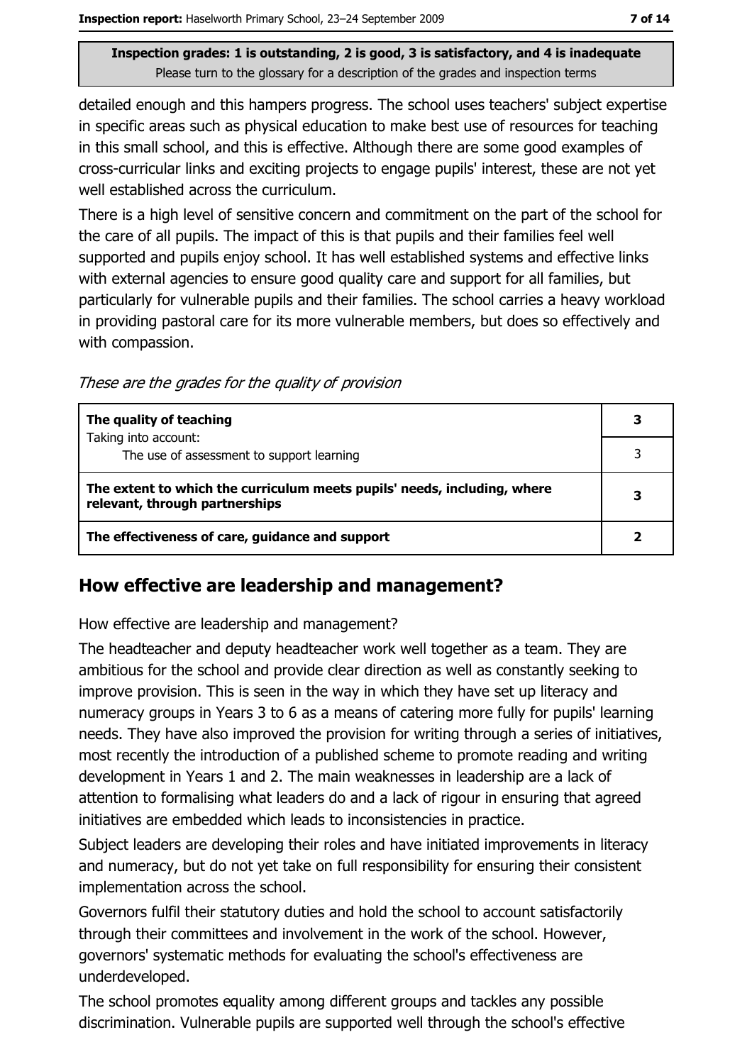detailed enough and this hampers progress. The school uses teachers' subject expertise in specific areas such as physical education to make best use of resources for teaching in this small school, and this is effective. Although there are some good examples of cross-curricular links and exciting projects to engage pupils' interest, these are not yet well established across the curriculum.

There is a high level of sensitive concern and commitment on the part of the school for the care of all pupils. The impact of this is that pupils and their families feel well supported and pupils enjoy school. It has well established systems and effective links with external agencies to ensure good quality care and support for all families, but particularly for vulnerable pupils and their families. The school carries a heavy workload in providing pastoral care for its more vulnerable members, but does so effectively and with compassion.

*These are the grades for the quality of provision*

| | |
|---|---|
| **The quality of teaching** | **3** |
| Taking into account: The use of assessment to support learning | 3 |
| **The extent to which the curriculum meets pupils' needs, including, where relevant, through partnerships** | **3** |
| **The effectiveness of care, guidance and support** | **2** |

## How effective are leadership and management?

How effective are leadership and management?

The headteacher and deputy headteacher work well together as a team. They are ambitious for the school and provide clear direction as well as constantly seeking to improve provision. This is seen in the way in which they have set up literacy and numeracy groups in Years 3 to 6 as a means of catering more fully for pupils' learning needs. They have also improved the provision for writing through a series of initiatives, most recently the introduction of a published scheme to promote reading and writing development in Years 1 and 2. The main weaknesses in leadership are a lack of attention to formalising what leaders do and a lack of rigour in ensuring that agreed initiatives are embedded which leads to inconsistencies in practice.

Subject leaders are developing their roles and have initiated improvements in literacy and numeracy, but do not yet take on full responsibility for ensuring their consistent implementation across the school.

Governors fulfil their statutory duties and hold the school to account satisfactorily through their committees and involvement in the work of the school. However, governors' systematic methods for evaluating the school's effectiveness are underdeveloped.

The school promotes equality among different groups and tackles any possible discrimination. Vulnerable pupils are supported well through the school's effective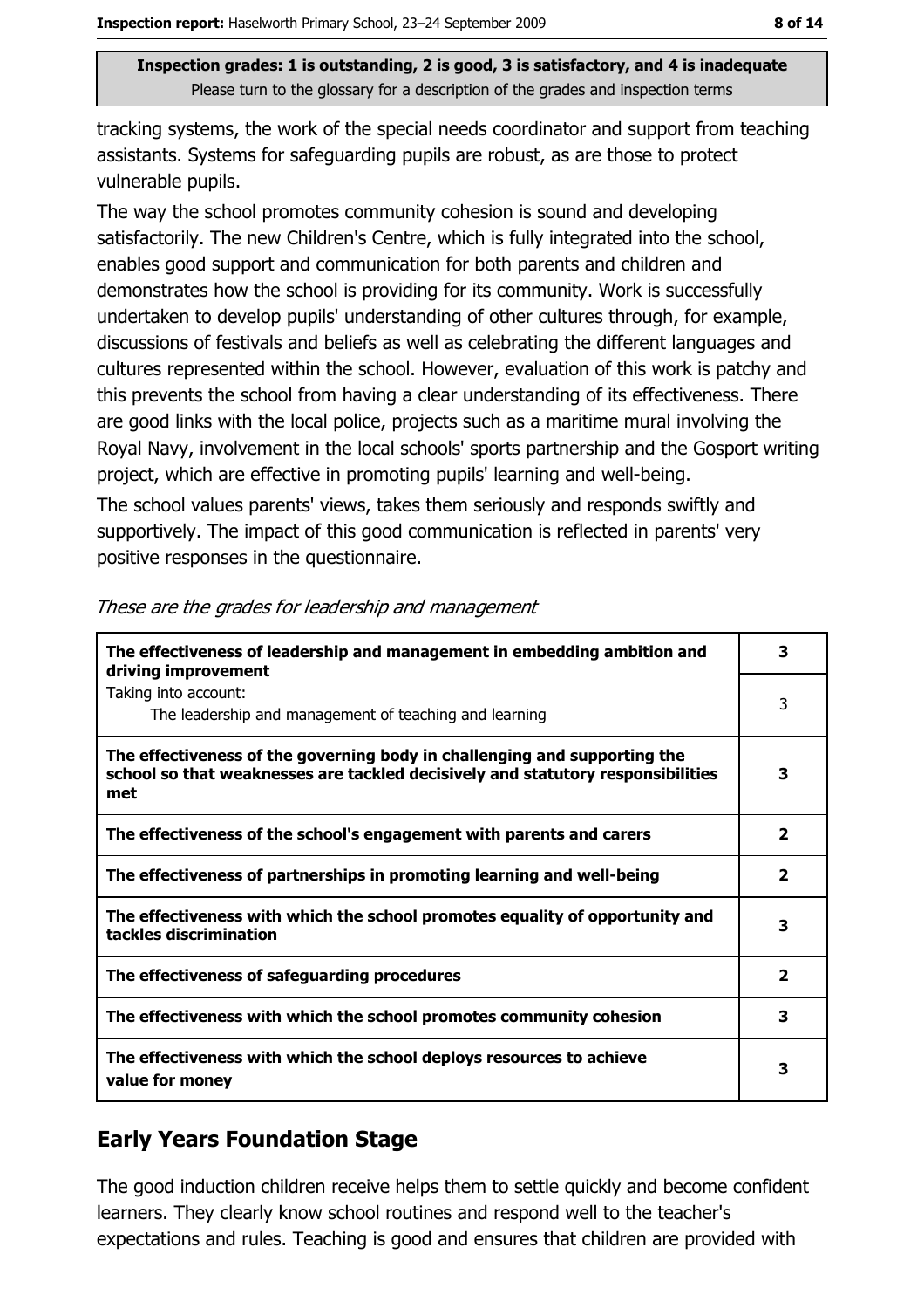tracking systems, the work of the special needs coordinator and support from teaching assistants. Systems for safeguarding pupils are robust, as are those to protect vulnerable pupils.

The way the school promotes community cohesion is sound and developing satisfactorily. The new Children's Centre, which is fully integrated into the school, enables good support and communication for both parents and children and demonstrates how the school is providing for its community. Work is successfully undertaken to develop pupils' understanding of other cultures through, for example, discussions of festivals and beliefs as well as celebrating the different languages and cultures represented within the school. However, evaluation of this work is patchy and this prevents the school from having a clear understanding of its effectiveness. There are good links with the local police, projects such as a maritime mural involving the Royal Navy, involvement in the local schools' sports partnership and the Gosport writing project, which are effective in promoting pupils' learning and well-being.

The school values parents' views, takes them seriously and responds swiftly and supportively. The impact of this good communication is reflected in parents' very positive responses in the questionnaire.

*These are the grades for leadership and management*

| | |
|---|---|
| **The effectiveness of leadership and management in embedding ambition and driving improvement** | **3** |
| Taking into account: The leadership and management of teaching and learning | 3 |
| **The effectiveness of the governing body in challenging and supporting the school so that weaknesses are tackled decisively and statutory responsibilities met** | **3** |
| **The effectiveness of the school's engagement with parents and carers** | **2** |
| **The effectiveness of partnerships in promoting learning and well-being** | **2** |
| **The effectiveness with which the school promotes equality of opportunity and tackles discrimination** | **3** |
| **The effectiveness of safeguarding procedures** | **2** |
| **The effectiveness with which the school promotes community cohesion** | **3** |
| **The effectiveness with which the school deploys resources to achieve value for money** | **3** |

## Early Years Foundation Stage

The good induction children receive helps them to settle quickly and become confident learners. They clearly know school routines and respond well to the teacher's expectations and rules. Teaching is good and ensures that children are provided with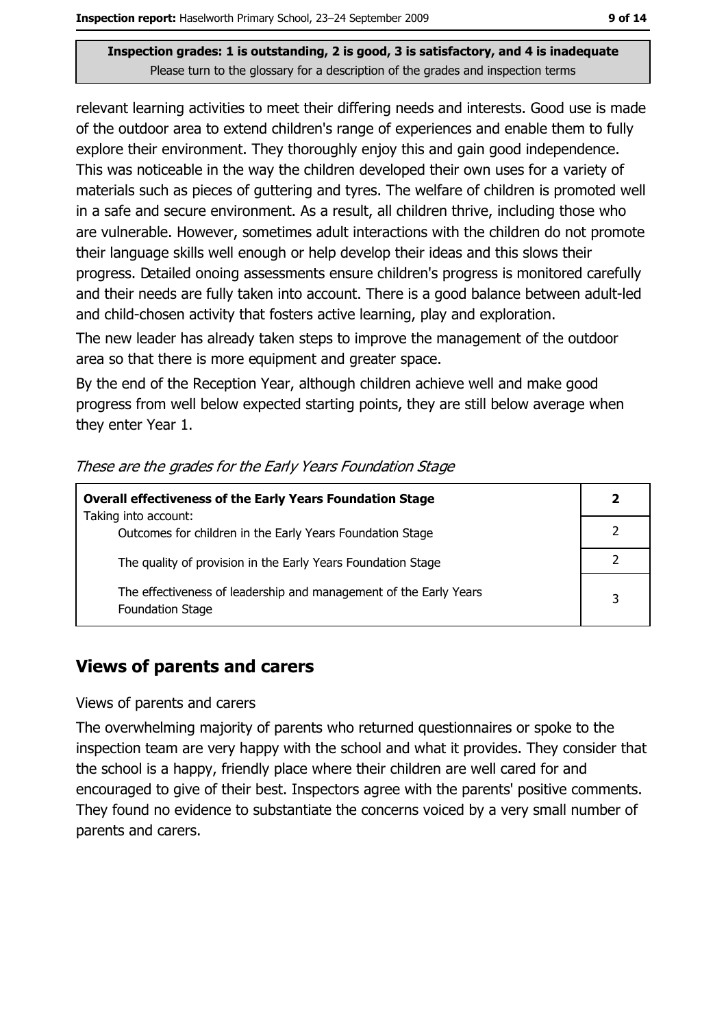**Inspection grades: 1 is outstanding, 2 is good, 3 is satisfactory, and 4 is inadequate**
Please turn to the glossary for a description of the grades and inspection terms

relevant learning activities to meet their differing needs and interests. Good use is made of the outdoor area to extend children's range of experiences and enable them to fully explore their environment. They thoroughly enjoy this and gain good independence. This was noticeable in the way the children developed their own uses for a variety of materials such as pieces of guttering and tyres. The welfare of children is promoted well in a safe and secure environment. As a result, all children thrive, including those who are vulnerable. However, sometimes adult interactions with the children do not promote their language skills well enough or help develop their ideas and this slows their progress. Detailed onoing assessments ensure children's progress is monitored carefully and their needs are fully taken into account. There is a good balance between adult-led and child-chosen activity that fosters active learning, play and exploration.

The new leader has already taken steps to improve the management of the outdoor area so that there is more equipment and greater space.

By the end of the Reception Year, although children achieve well and make good progress from well below expected starting points, they are still below average when they enter Year 1.

*These are the grades for the Early Years Foundation Stage*

| **Overall effectiveness of the Early Years Foundation Stage**<br>Taking into account: | **2** |
|---|---|
| Outcomes for children in the Early Years Foundation Stage | 2 |
| The quality of provision in the Early Years Foundation Stage | 2 |
| The effectiveness of leadership and management of the Early Years Foundation Stage | 3 |

## Views of parents and carers

Views of parents and carers

The overwhelming majority of parents who returned questionnaires or spoke to the inspection team are very happy with the school and what it provides. They consider that the school is a happy, friendly place where their children are well cared for and encouraged to give of their best. Inspectors agree with the parents' positive comments. They found no evidence to substantiate the concerns voiced by a very small number of parents and carers.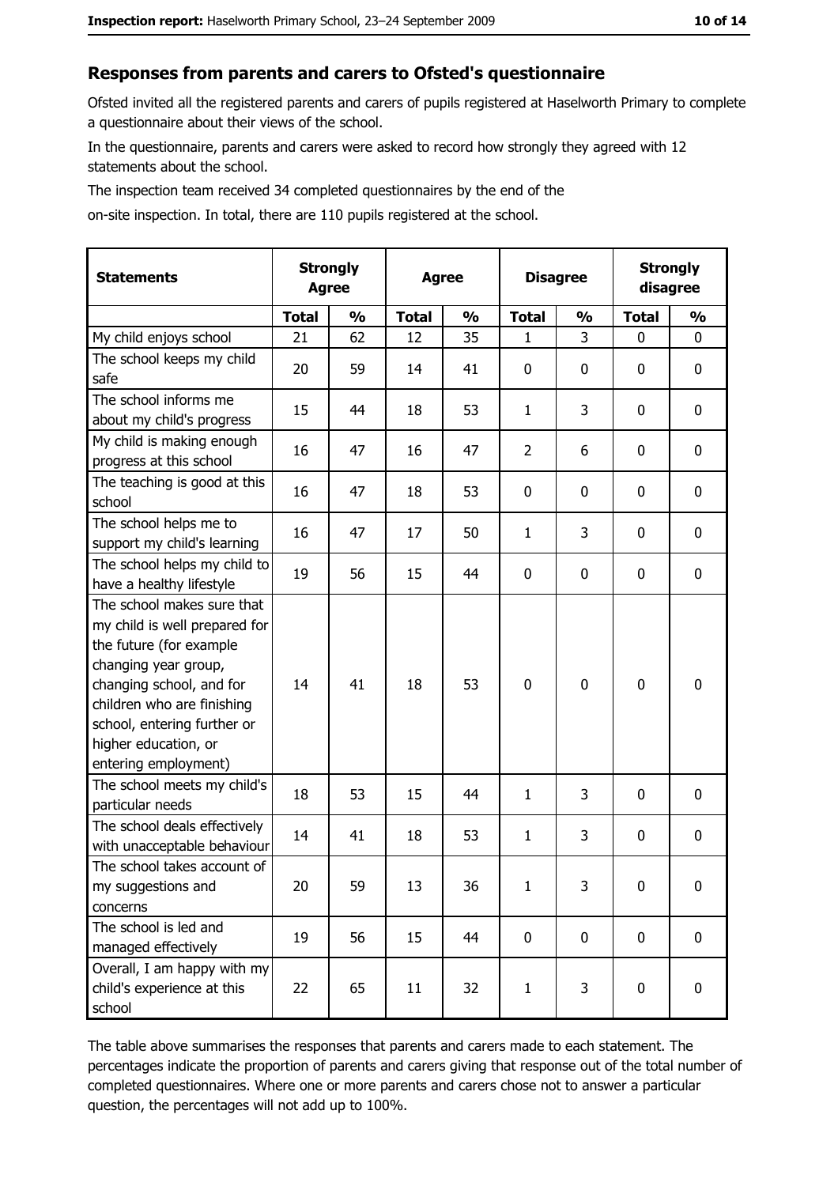## Responses from parents and carers to Ofsted's questionnaire

Ofsted invited all the registered parents and carers of pupils registered at Haselworth Primary to complete a questionnaire about their views of the school.

In the questionnaire, parents and carers were asked to record how strongly they agreed with 12 statements about the school.

The inspection team received 34 completed questionnaires by the end of the on-site inspection. In total, there are 110 pupils registered at the school.

| Statements | Strongly Agree | | Agree | | Disagree | | Strongly disagree | |
|---|---|---|---|---|---|---|---|---|
| | Total | % | Total | % | Total | % | Total | % |
| My child enjoys school | 21 | 62 | 12 | 35 | 1 | 3 | 0 | 0 |
| The school keeps my child safe | 20 | 59 | 14 | 41 | 0 | 0 | 0 | 0 |
| The school informs me about my child's progress | 15 | 44 | 18 | 53 | 1 | 3 | 0 | 0 |
| My child is making enough progress at this school | 16 | 47 | 16 | 47 | 2 | 6 | 0 | 0 |
| The teaching is good at this school | 16 | 47 | 18 | 53 | 0 | 0 | 0 | 0 |
| The school helps me to support my child's learning | 16 | 47 | 17 | 50 | 1 | 3 | 0 | 0 |
| The school helps my child to have a healthy lifestyle | 19 | 56 | 15 | 44 | 0 | 0 | 0 | 0 |
| The school makes sure that my child is well prepared for the future (for example changing year group, changing school, and for children who are finishing school, entering further or higher education, or entering employment) | 14 | 41 | 18 | 53 | 0 | 0 | 0 | 0 |
| The school meets my child's particular needs | 18 | 53 | 15 | 44 | 1 | 3 | 0 | 0 |
| The school deals effectively with unacceptable behaviour | 14 | 41 | 18 | 53 | 1 | 3 | 0 | 0 |
| The school takes account of my suggestions and concerns | 20 | 59 | 13 | 36 | 1 | 3 | 0 | 0 |
| The school is led and managed effectively | 19 | 56 | 15 | 44 | 0 | 0 | 0 | 0 |
| Overall, I am happy with my child's experience at this school | 22 | 65 | 11 | 32 | 1 | 3 | 0 | 0 |

The table above summarises the responses that parents and carers made to each statement. The percentages indicate the proportion of parents and carers giving that response out of the total number of completed questionnaires. Where one or more parents and carers chose not to answer a particular question, the percentages will not add up to 100%.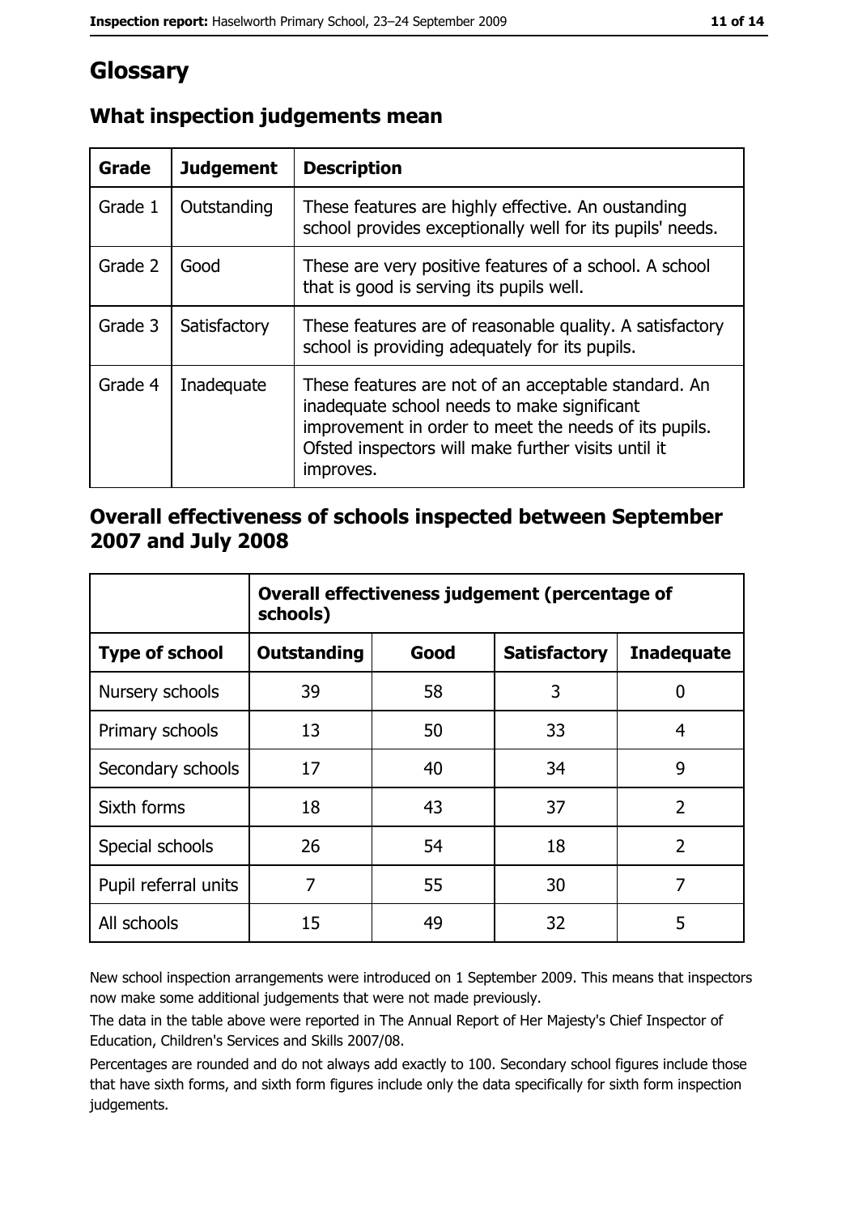# Glossary

## What inspection judgements mean

| Grade | Judgement | Description |
|---|---|---|
| Grade 1 | Outstanding | These features are highly effective. An oustanding school provides exceptionally well for its pupils' needs. |
| Grade 2 | Good | These are very positive features of a school. A school that is good is serving its pupils well. |
| Grade 3 | Satisfactory | These features are of reasonable quality. A satisfactory school is providing adequately for its pupils. |
| Grade 4 | Inadequate | These features are not of an acceptable standard. An inadequate school needs to make significant improvement in order to meet the needs of its pupils. Ofsted inspectors will make further visits until it improves. |

## Overall effectiveness of schools inspected between September 2007 and July 2008

| | Overall effectiveness judgement (percentage of schools) | | | |
|---|---|---|---|---|
| **Type of school** | **Outstanding** | **Good** | **Satisfactory** | **Inadequate** |
| Nursery schools | 39 | 58 | 3 | 0 |
| Primary schools | 13 | 50 | 33 | 4 |
| Secondary schools | 17 | 40 | 34 | 9 |
| Sixth forms | 18 | 43 | 37 | 2 |
| Special schools | 26 | 54 | 18 | 2 |
| Pupil referral units | 7 | 55 | 30 | 7 |
| All schools | 15 | 49 | 32 | 5 |

New school inspection arrangements were introduced on 1 September 2009. This means that inspectors now make some additional judgements that were not made previously.

The data in the table above were reported in The Annual Report of Her Majesty's Chief Inspector of Education, Children's Services and Skills 2007/08.

Percentages are rounded and do not always add exactly to 100. Secondary school figures include those that have sixth forms, and sixth form figures include only the data specifically for sixth form inspection judgements.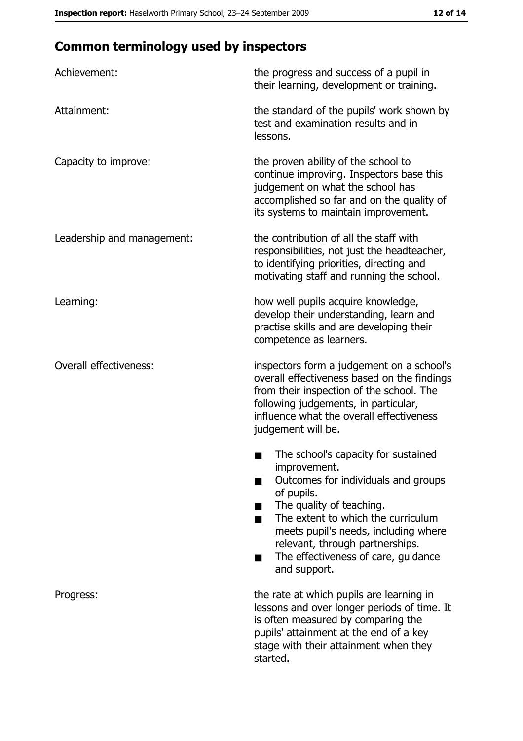## Common terminology used by inspectors

| | |
|---|---|
| Achievement: | the progress and success of a pupil in their learning, development or training. |
| Attainment: | the standard of the pupils' work shown by test and examination results and in lessons. |
| Capacity to improve: | the proven ability of the school to continue improving. Inspectors base this judgement on what the school has accomplished so far and on the quality of its systems to maintain improvement. |
| Leadership and management: | the contribution of all the staff with responsibilities, not just the headteacher, to identifying priorities, directing and motivating staff and running the school. |
| Learning: | how well pupils acquire knowledge, develop their understanding, learn and practise skills and are developing their competence as learners. |
| Overall effectiveness: | inspectors form a judgement on a school's overall effectiveness based on the findings from their inspection of the school. The following judgements, in particular, influence what the overall effectiveness judgement will be. ■ The school's capacity for sustained improvement. ■ Outcomes for individuals and groups of pupils. ■ The quality of teaching. ■ The extent to which the curriculum meets pupil's needs, including where relevant, through partnerships. ■ The effectiveness of care, guidance and support. |
| Progress: | the rate at which pupils are learning in lessons and over longer periods of time. It is often measured by comparing the pupils' attainment at the end of a key stage with their attainment when they started. |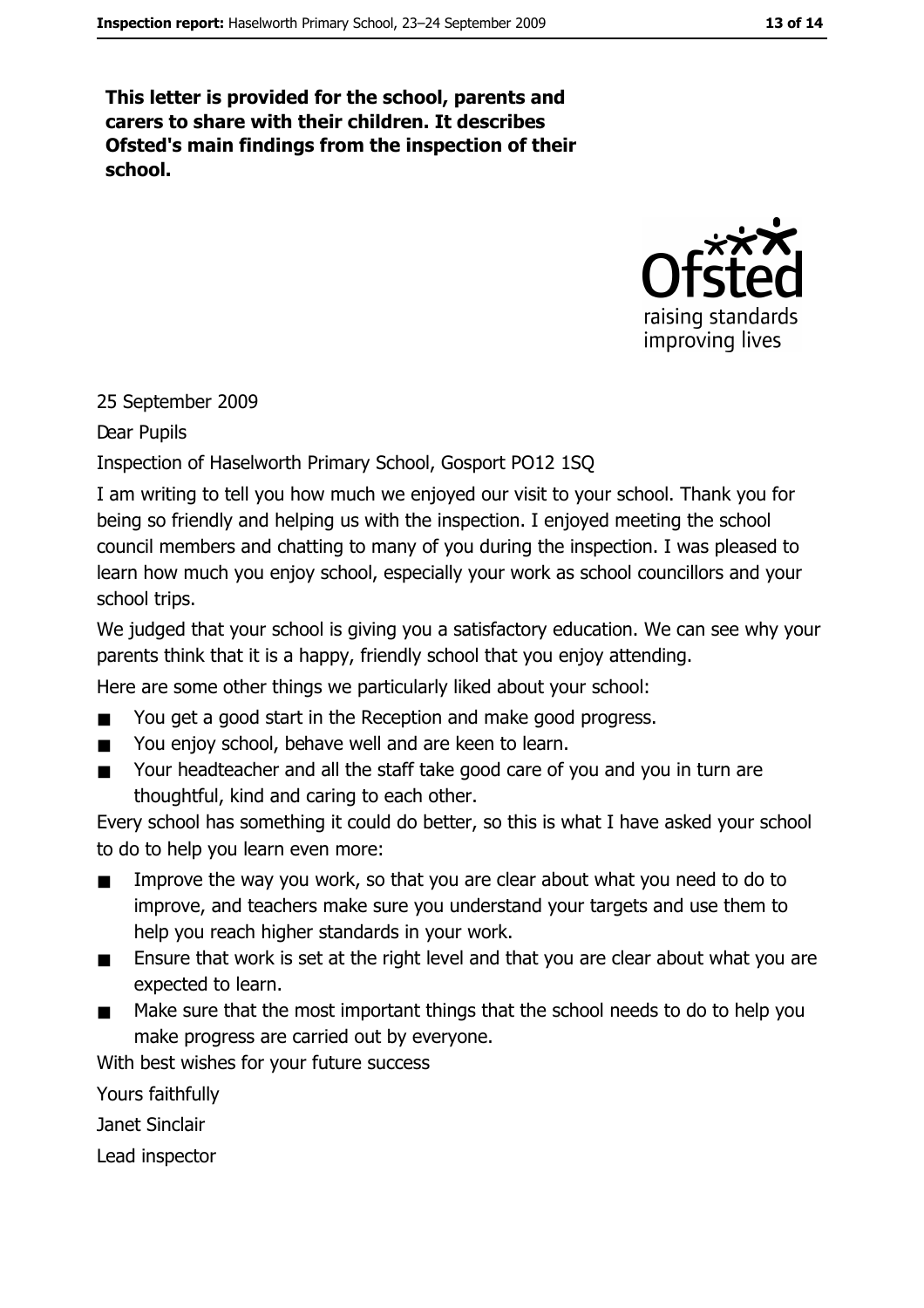**This letter is provided for the school, parents and carers to share with their children. It describes Ofsted's main findings from the inspection of their school.**

25 September 2009

Dear Pupils

Inspection of Haselworth Primary School, Gosport PO12 1SQ

I am writing to tell you how much we enjoyed our visit to your school. Thank you for being so friendly and helping us with the inspection. I enjoyed meeting the school council members and chatting to many of you during the inspection. I was pleased to learn how much you enjoy school, especially your work as school councillors and your school trips.

We judged that your school is giving you a satisfactory education. We can see why your parents think that it is a happy, friendly school that you enjoy attending.

Here are some other things we particularly liked about your school:

- You get a good start in the Reception and make good progress.
- You enjoy school, behave well and are keen to learn.
- Your headteacher and all the staff take good care of you and you in turn are thoughtful, kind and caring to each other.

Every school has something it could do better, so this is what I have asked your school to do to help you learn even more:

- Improve the way you work, so that you are clear about what you need to do to improve, and teachers make sure you understand your targets and use them to help you reach higher standards in your work.
- Ensure that work is set at the right level and that you are clear about what you are expected to learn.
- Make sure that the most important things that the school needs to do to help you make progress are carried out by everyone.

With best wishes for your future success

Yours faithfully

Janet Sinclair

Lead inspector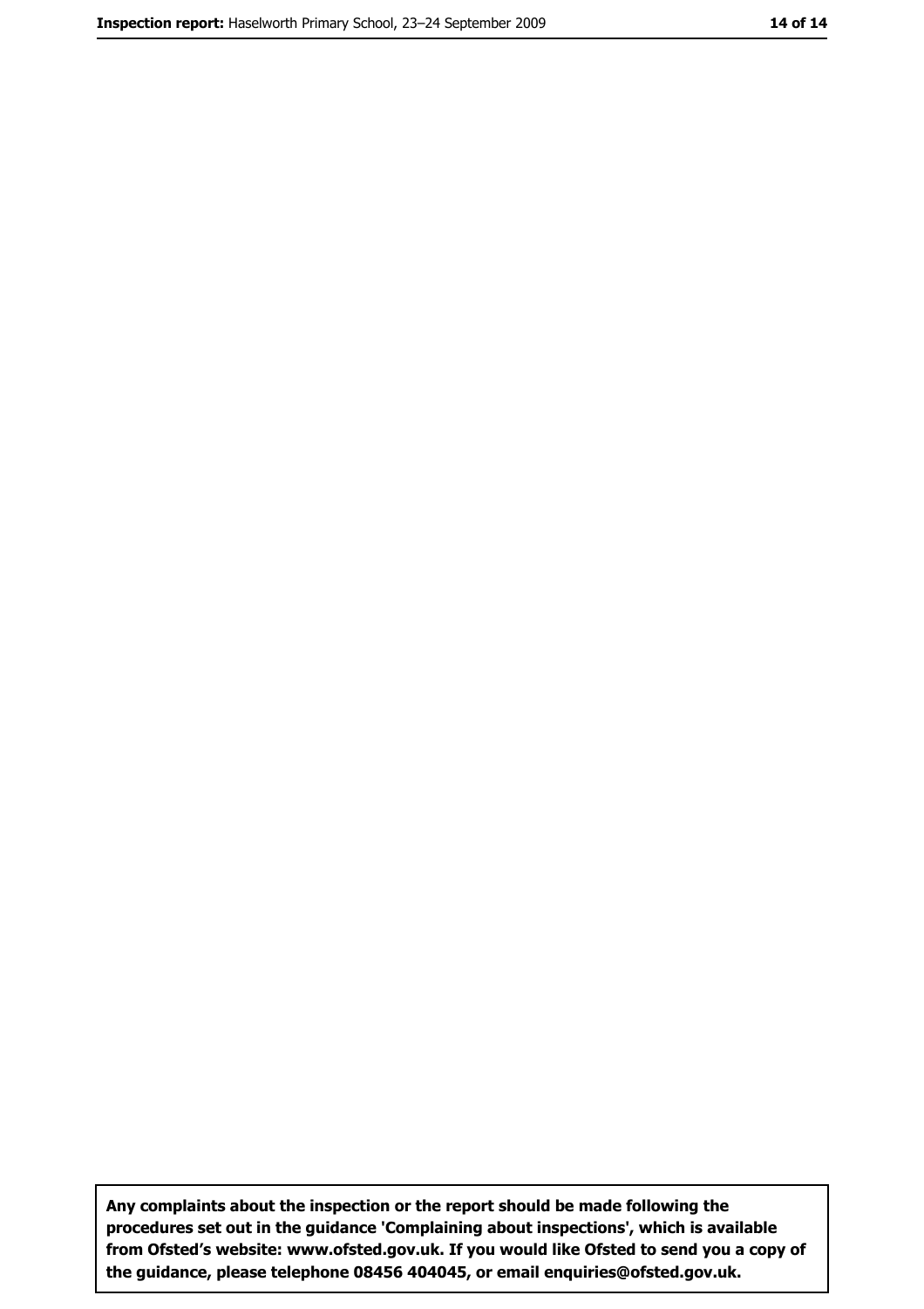**Any complaints about the inspection or the report should be made following the procedures set out in the guidance 'Complaining about inspections', which is available from Ofsted's website: www.ofsted.gov.uk. If you would like Ofsted to send you a copy of the guidance, please telephone 08456 404045, or email enquiries@ofsted.gov.uk.**